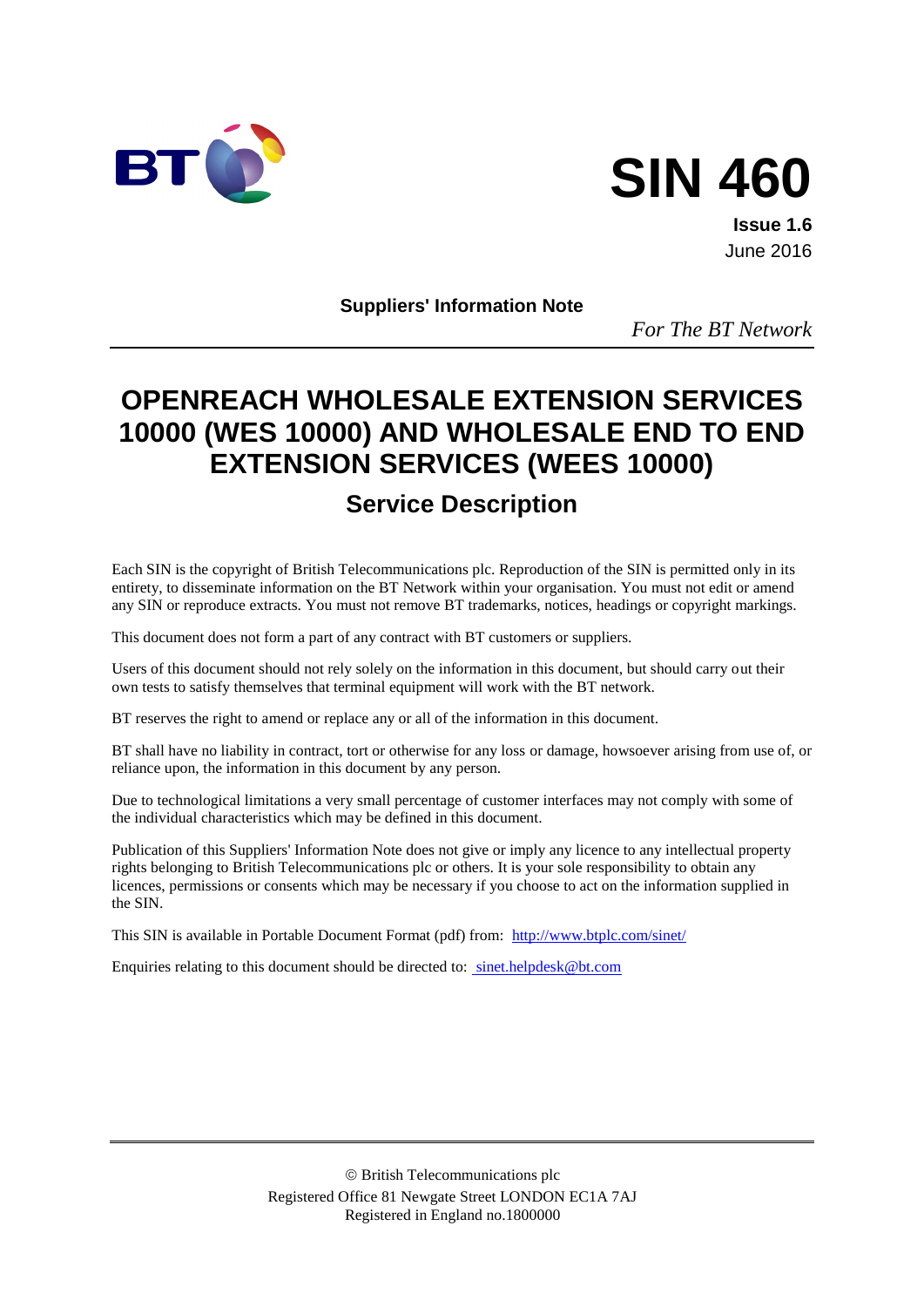BT

# SIN 460

**Issue 1.6**
June 2016

**Suppliers' Information Note**

*For The BT Network*

# OPENREACH WHOLESALE EXTENSION SERVICES 10000 (WES 10000) AND WHOLESALE END TO END EXTENSION SERVICES (WEES 10000)

## Service Description

Each SIN is the copyright of British Telecommunications plc. Reproduction of the SIN is permitted only in its entirety, to disseminate information on the BT Network within your organisation. You must not edit or amend any SIN or reproduce extracts. You must not remove BT trademarks, notices, headings or copyright markings.

This document does not form a part of any contract with BT customers or suppliers.

Users of this document should not rely solely on the information in this document, but should carry out their own tests to satisfy themselves that terminal equipment will work with the BT network.

BT reserves the right to amend or replace any or all of the information in this document.

BT shall have no liability in contract, tort or otherwise for any loss or damage, howsoever arising from use of, or reliance upon, the information in this document by any person.

Due to technological limitations a very small percentage of customer interfaces may not comply with some of the individual characteristics which may be defined in this document.

Publication of this Suppliers' Information Note does not give or imply any licence to any intellectual property rights belonging to British Telecommunications plc or others. It is your sole responsibility to obtain any licences, permissions or consents which may be necessary if you choose to act on the information supplied in the SIN.

This SIN is available in Portable Document Format (pdf) from: http://www.btplc.com/sinet/

Enquiries relating to this document should be directed to: sinet.helpdesk@bt.com

© British Telecommunications plc
Registered Office 81 Newgate Street LONDON EC1A 7AJ
Registered in England no.1800000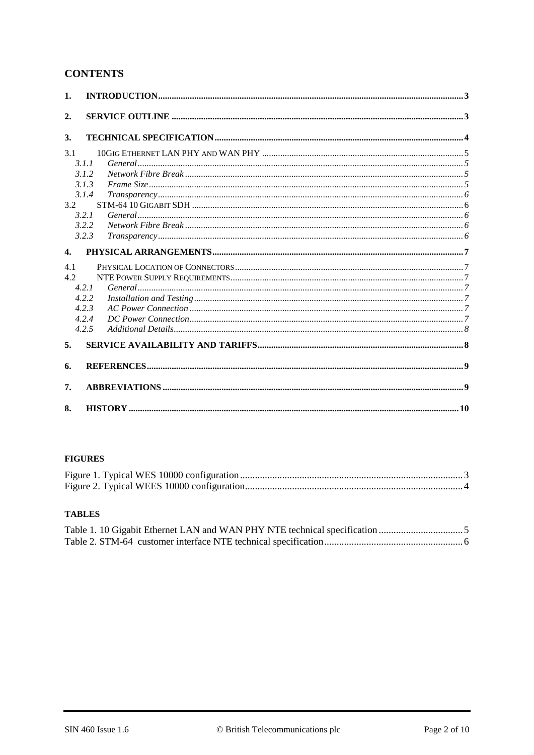## CONTENTS

**1. INTRODUCTION** ..... 3

**2. SERVICE OUTLINE** ..... 3

**3. TECHNICAL SPECIFICATION** ..... 4

3.1 10GIG ETHERNET LAN PHY AND WAN PHY ..... 5
- *3.1.1 General* ..... 5
- *3.1.2 Network Fibre Break* ..... 5
- *3.1.3 Frame Size* ..... 5
- *3.1.4 Transparency* ..... 6

3.2 STM-64 10 GIGABIT SDH ..... 6
- *3.2.1 General* ..... 6
- *3.2.2 Network Fibre Break* ..... 6
- *3.2.3 Transparency* ..... 6

**4. PHYSICAL ARRANGEMENTS** ..... 7

4.1 PHYSICAL LOCATION OF CONNECTORS ..... 7

4.2 NTE POWER SUPPLY REQUIREMENTS ..... 7
- *4.2.1 General* ..... 7
- *4.2.2 Installation and Testing* ..... 7
- *4.2.3 AC Power Connection* ..... 7
- *4.2.4 DC Power Connection* ..... 7
- *4.2.5 Additional Details* ..... 8

**5. SERVICE AVAILABILITY AND TARIFFS** ..... 8

**6. REFERENCES** ..... 9

**7. ABBREVIATIONS** ..... 9

**8. HISTORY** ..... 10

### FIGURES

Figure 1. Typical WES 10000 configuration ..... 3
Figure 2. Typical WEES 10000 configuration ..... 4

### TABLES

Table 1. 10 Gigabit Ethernet LAN and WAN PHY NTE technical specification ..... 5
Table 2. STM-64 customer interface NTE technical specification ..... 6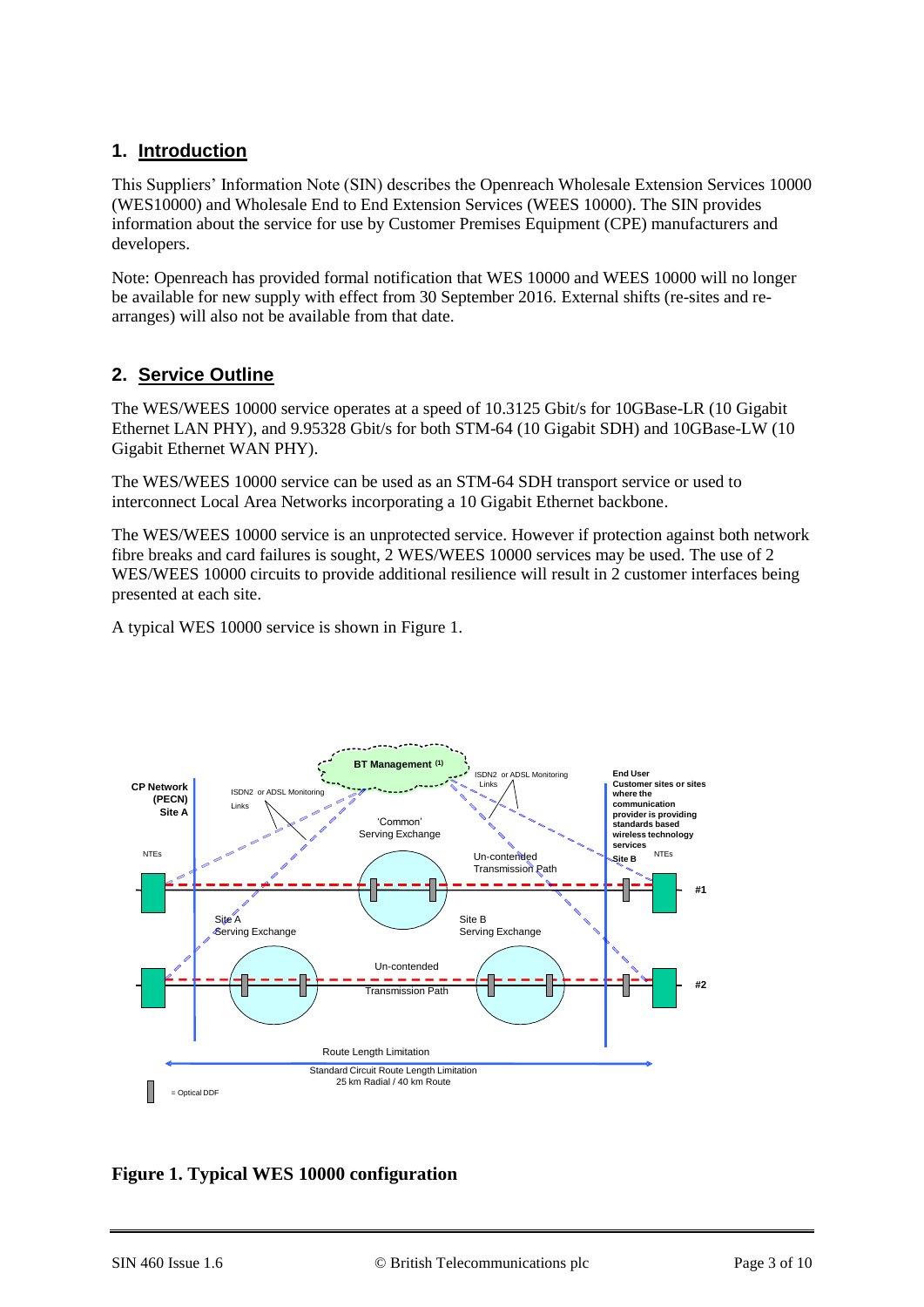## 1. Introduction

This Suppliers' Information Note (SIN) describes the Openreach Wholesale Extension Services 10000 (WES10000) and Wholesale End to End Extension Services (WEES 10000). The SIN provides information about the service for use by Customer Premises Equipment (CPE) manufacturers and developers.

Note: Openreach has provided formal notification that WES 10000 and WEES 10000 will no longer be available for new supply with effect from 30 September 2016. External shifts (re-sites and re-arranges) will also not be available from that date.

## 2. Service Outline

The WES/WEES 10000 service operates at a speed of 10.3125 Gbit/s for 10GBase-LR (10 Gigabit Ethernet LAN PHY), and 9.95328 Gbit/s for both STM-64 (10 Gigabit SDH) and 10GBase-LW (10 Gigabit Ethernet WAN PHY).

The WES/WEES 10000 service can be used as an STM-64 SDH transport service or used to interconnect Local Area Networks incorporating a 10 Gigabit Ethernet backbone.

The WES/WEES 10000 service is an unprotected service. However if protection against both network fibre breaks and card failures is sought, 2 WES/WEES 10000 services may be used. The use of 2 WES/WEES 10000 circuits to provide additional resilience will result in 2 customer interfaces being presented at each site.

A typical WES 10000 service is shown in Figure 1.

CP Network (PECN) Site A

NTEs

ISDN2 or ADSL Monitoring Links

BT Management (1)

'Common' Serving Exchange

ISDN2 or ADSL Monitoring Links

Un-contended Transmission Path

End User Customer sites or sites where the communication provider is providing standards based wireless technology services

Site B

NTEs

#1

Site A Serving Exchange

Site B Serving Exchange

Un-contended Transmission Path

#2

Route Length Limitation

Standard Circuit Route Length Limitation 25 km Radial / 40 km Route

= Optical DDF

**Figure 1. Typical WES 10000 configuration**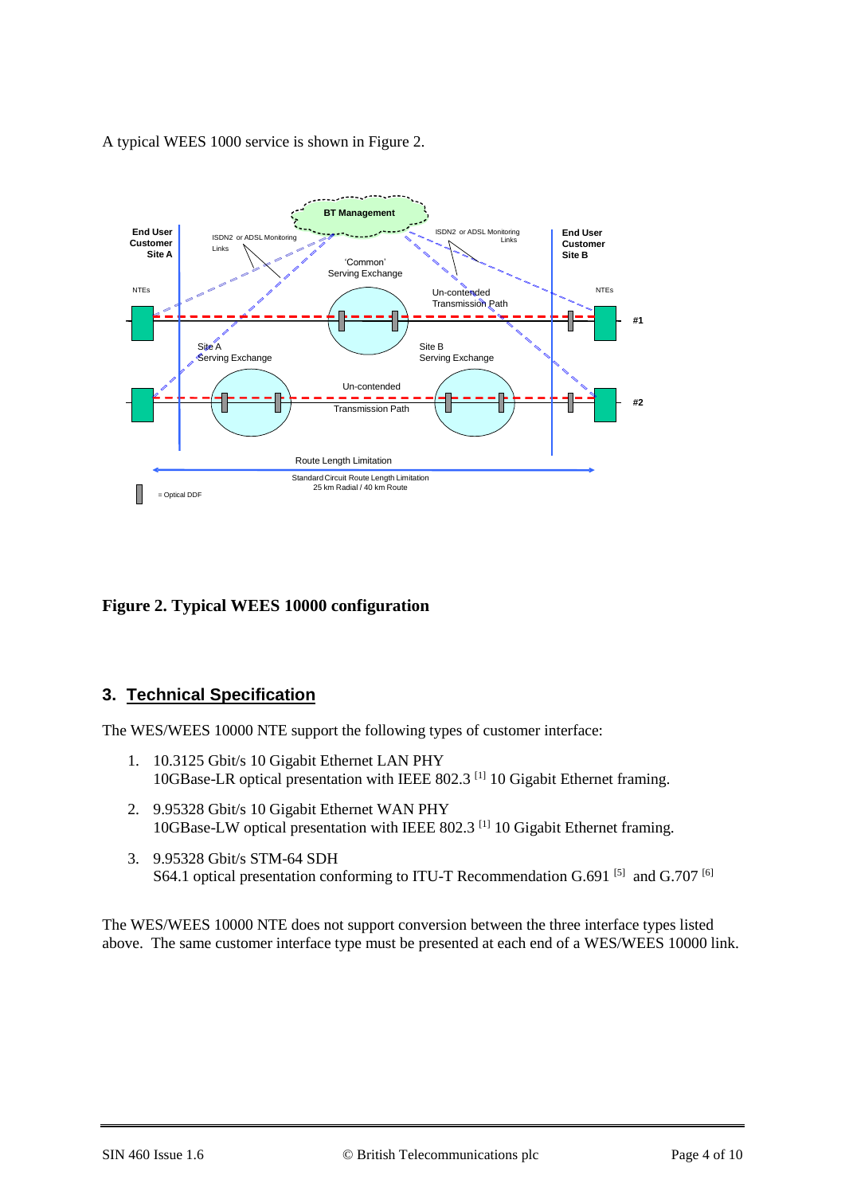A typical WEES 1000 service is shown in Figure 2.

**Figure 2. Typical WEES 10000 configuration**

## 3. Technical Specification

The WES/WEES 10000 NTE support the following types of customer interface:

1. 10.3125 Gbit/s 10 Gigabit Ethernet LAN PHY
   10GBase-LR optical presentation with IEEE 802.3 [1] 10 Gigabit Ethernet framing.

2. 9.95328 Gbit/s 10 Gigabit Ethernet WAN PHY
   10GBase-LW optical presentation with IEEE 802.3 [1] 10 Gigabit Ethernet framing.

3. 9.95328 Gbit/s STM-64 SDH
   S64.1 optical presentation conforming to ITU-T Recommendation G.691 [5] and G.707 [6]

The WES/WEES 10000 NTE does not support conversion between the three interface types listed above. The same customer interface type must be presented at each end of a WES/WEES 10000 link.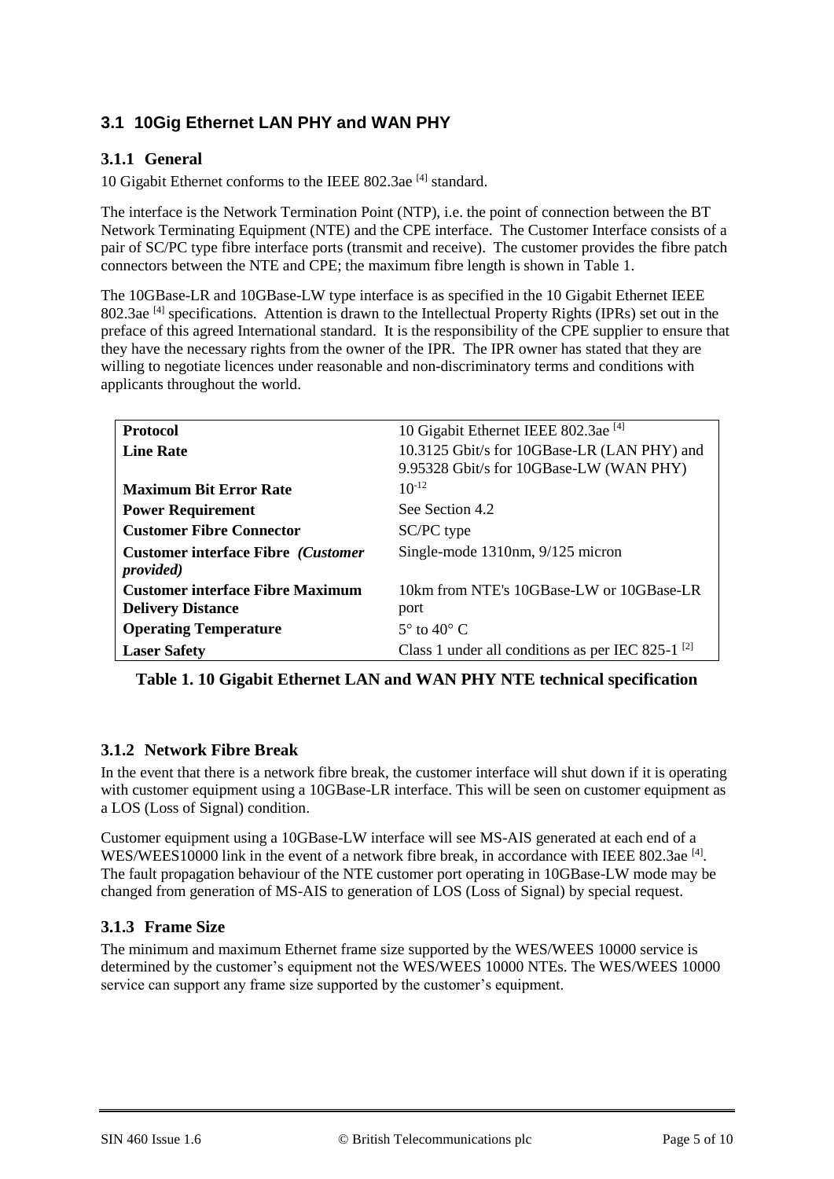## 3.1 10Gig Ethernet LAN PHY and WAN PHY

### 3.1.1 General

10 Gigabit Ethernet conforms to the IEEE 802.3ae [4] standard.

The interface is the Network Termination Point (NTP), i.e. the point of connection between the BT Network Terminating Equipment (NTE) and the CPE interface. The Customer Interface consists of a pair of SC/PC type fibre interface ports (transmit and receive). The customer provides the fibre patch connectors between the NTE and CPE; the maximum fibre length is shown in Table 1.

The 10GBase-LR and 10GBase-LW type interface is as specified in the 10 Gigabit Ethernet IEEE 802.3ae [4] specifications. Attention is drawn to the Intellectual Property Rights (IPRs) set out in the preface of this agreed International standard. It is the responsibility of the CPE supplier to ensure that they have the necessary rights from the owner of the IPR. The IPR owner has stated that they are willing to negotiate licences under reasonable and non-discriminatory terms and conditions with applicants throughout the world.

| | |
|---|---|
| **Protocol** | 10 Gigabit Ethernet IEEE 802.3ae [4] |
| **Line Rate** | 10.3125 Gbit/s for 10GBase-LR (LAN PHY) and 9.95328 Gbit/s for 10GBase-LW (WAN PHY) |
| **Maximum Bit Error Rate** | $10^{-12}$ |
| **Power Requirement** | See Section 4.2 |
| **Customer Fibre Connector** | SC/PC type |
| **Customer interface Fibre** ***(Customer provided)*** | Single-mode 1310nm, 9/125 micron |
| **Customer interface Fibre Maximum Delivery Distance** | 10km from NTE's 10GBase-LW or 10GBase-LR port |
| **Operating Temperature** | 5° to 40° C |
| **Laser Safety** | Class 1 under all conditions as per IEC 825-1 [2] |

**Table 1. 10 Gigabit Ethernet LAN and WAN PHY NTE technical specification**

### 3.1.2 Network Fibre Break

In the event that there is a network fibre break, the customer interface will shut down if it is operating with customer equipment using a 10GBase-LR interface. This will be seen on customer equipment as a LOS (Loss of Signal) condition.

Customer equipment using a 10GBase-LW interface will see MS-AIS generated at each end of a WES/WEES10000 link in the event of a network fibre break, in accordance with IEEE 802.3ae [4]. The fault propagation behaviour of the NTE customer port operating in 10GBase-LW mode may be changed from generation of MS-AIS to generation of LOS (Loss of Signal) by special request.

### 3.1.3 Frame Size

The minimum and maximum Ethernet frame size supported by the WES/WEES 10000 service is determined by the customer's equipment not the WES/WEES 10000 NTEs. The WES/WEES 10000 service can support any frame size supported by the customer's equipment.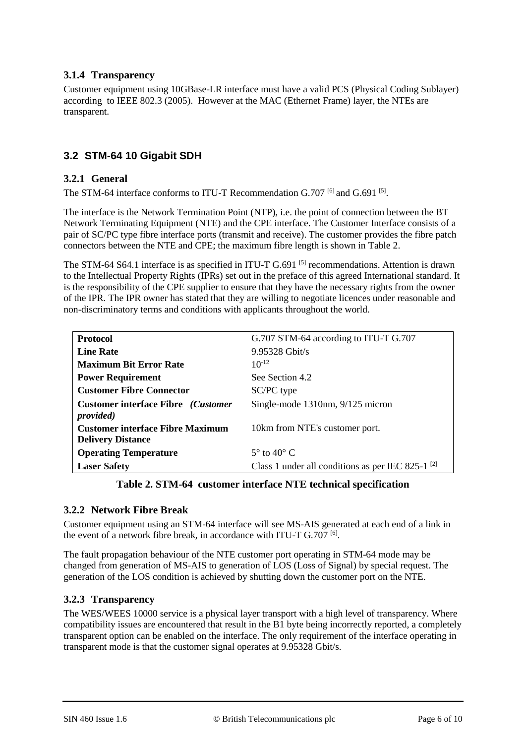### 3.1.4 Transparency

Customer equipment using 10GBase-LR interface must have a valid PCS (Physical Coding Sublayer) according to IEEE 802.3 (2005). However at the MAC (Ethernet Frame) layer, the NTEs are transparent.

## 3.2 STM-64 10 Gigabit SDH

### 3.2.1 General

The STM-64 interface conforms to ITU-T Recommendation G.707 [6] and G.691 [5].

The interface is the Network Termination Point (NTP), i.e. the point of connection between the BT Network Terminating Equipment (NTE) and the CPE interface. The Customer Interface consists of a pair of SC/PC type fibre interface ports (transmit and receive). The customer provides the fibre patch connectors between the NTE and CPE; the maximum fibre length is shown in Table 2.

The STM-64 S64.1 interface is as specified in ITU-T G.691 [5] recommendations. Attention is drawn to the Intellectual Property Rights (IPRs) set out in the preface of this agreed International standard. It is the responsibility of the CPE supplier to ensure that they have the necessary rights from the owner of the IPR. The IPR owner has stated that they are willing to negotiate licences under reasonable and non-discriminatory terms and conditions with applicants throughout the world.

| | |
|---|---|
| **Protocol** | G.707 STM-64 according to ITU-T G.707 |
| **Line Rate** | 9.95328 Gbit/s |
| **Maximum Bit Error Rate** | $10^{-12}$ |
| **Power Requirement** | See Section 4.2 |
| **Customer Fibre Connector** | SC/PC type |
| **Customer interface Fibre** ***(Customer provided)*** | Single-mode 1310nm, 9/125 micron |
| **Customer interface Fibre Maximum Delivery Distance** | 10km from NTE's customer port. |
| **Operating Temperature** | 5° to 40° C |
| **Laser Safety** | Class 1 under all conditions as per IEC 825-1 [2] |

**Table 2. STM-64 customer interface NTE technical specification**

### 3.2.2 Network Fibre Break

Customer equipment using an STM-64 interface will see MS-AIS generated at each end of a link in the event of a network fibre break, in accordance with ITU-T G.707 [6].

The fault propagation behaviour of the NTE customer port operating in STM-64 mode may be changed from generation of MS-AIS to generation of LOS (Loss of Signal) by special request. The generation of the LOS condition is achieved by shutting down the customer port on the NTE.

### 3.2.3 Transparency

The WES/WEES 10000 service is a physical layer transport with a high level of transparency. Where compatibility issues are encountered that result in the B1 byte being incorrectly reported, a completely transparent option can be enabled on the interface. The only requirement of the interface operating in transparent mode is that the customer signal operates at 9.95328 Gbit/s.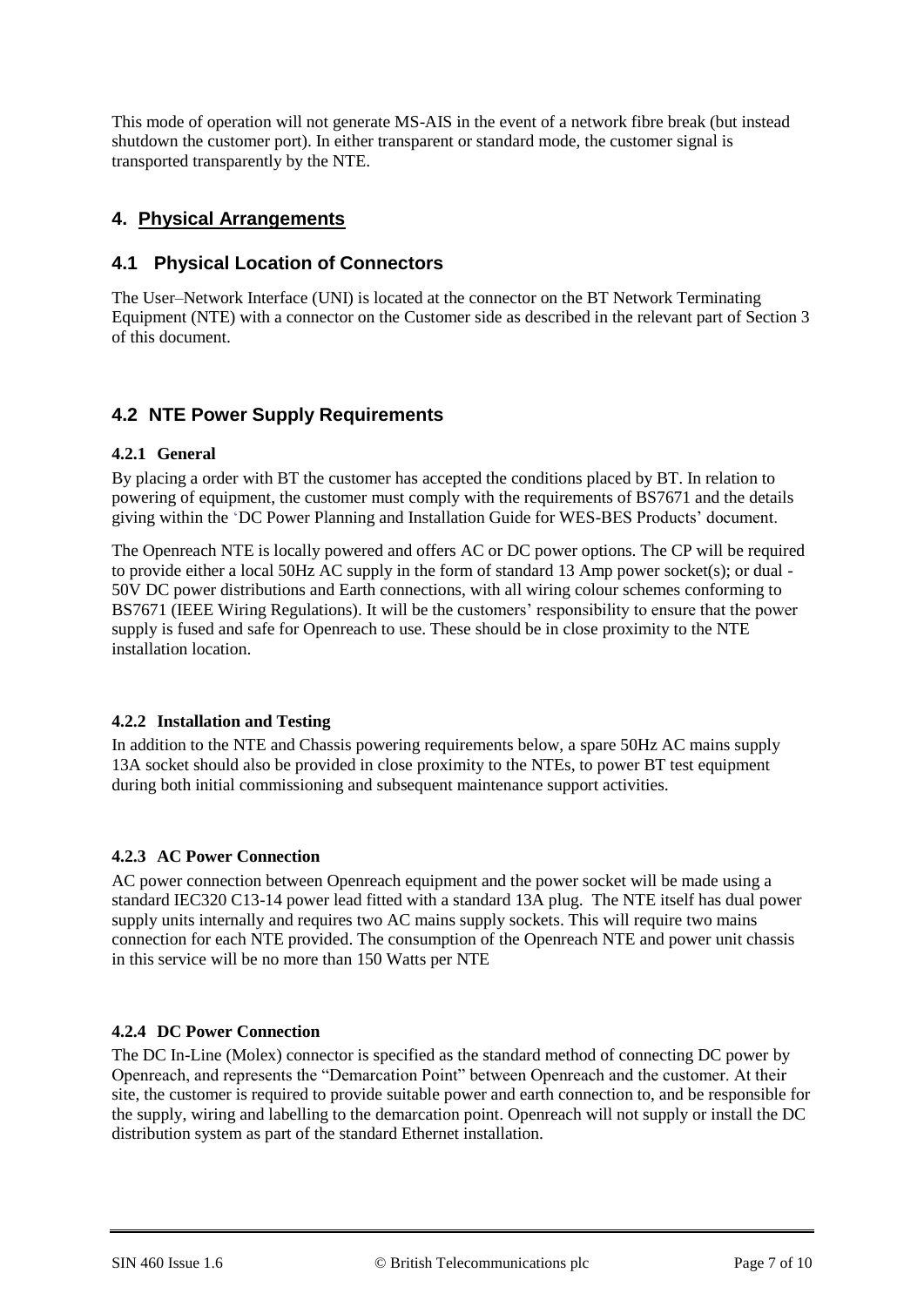This mode of operation will not generate MS-AIS in the event of a network fibre break (but instead shutdown the customer port). In either transparent or standard mode, the customer signal is transported transparently by the NTE.

# 4. Physical Arrangements

## 4.1 Physical Location of Connectors

The User–Network Interface (UNI) is located at the connector on the BT Network Terminating Equipment (NTE) with a connector on the Customer side as described in the relevant part of Section 3 of this document.

## 4.2 NTE Power Supply Requirements

### 4.2.1 General

By placing a order with BT the customer has accepted the conditions placed by BT. In relation to powering of equipment, the customer must comply with the requirements of BS7671 and the details giving within the 'DC Power Planning and Installation Guide for WES-BES Products' document.

The Openreach NTE is locally powered and offers AC or DC power options. The CP will be required to provide either a local 50Hz AC supply in the form of standard 13 Amp power socket(s); or dual -50V DC power distributions and Earth connections, with all wiring colour schemes conforming to BS7671 (IEEE Wiring Regulations). It will be the customers' responsibility to ensure that the power supply is fused and safe for Openreach to use. These should be in close proximity to the NTE installation location.

### 4.2.2 Installation and Testing

In addition to the NTE and Chassis powering requirements below, a spare 50Hz AC mains supply 13A socket should also be provided in close proximity to the NTEs, to power BT test equipment during both initial commissioning and subsequent maintenance support activities.

### 4.2.3 AC Power Connection

AC power connection between Openreach equipment and the power socket will be made using a standard IEC320 C13-14 power lead fitted with a standard 13A plug. The NTE itself has dual power supply units internally and requires two AC mains supply sockets. This will require two mains connection for each NTE provided. The consumption of the Openreach NTE and power unit chassis in this service will be no more than 150 Watts per NTE

### 4.2.4 DC Power Connection

The DC In-Line (Molex) connector is specified as the standard method of connecting DC power by Openreach, and represents the "Demarcation Point" between Openreach and the customer. At their site, the customer is required to provide suitable power and earth connection to, and be responsible for the supply, wiring and labelling to the demarcation point. Openreach will not supply or install the DC distribution system as part of the standard Ethernet installation.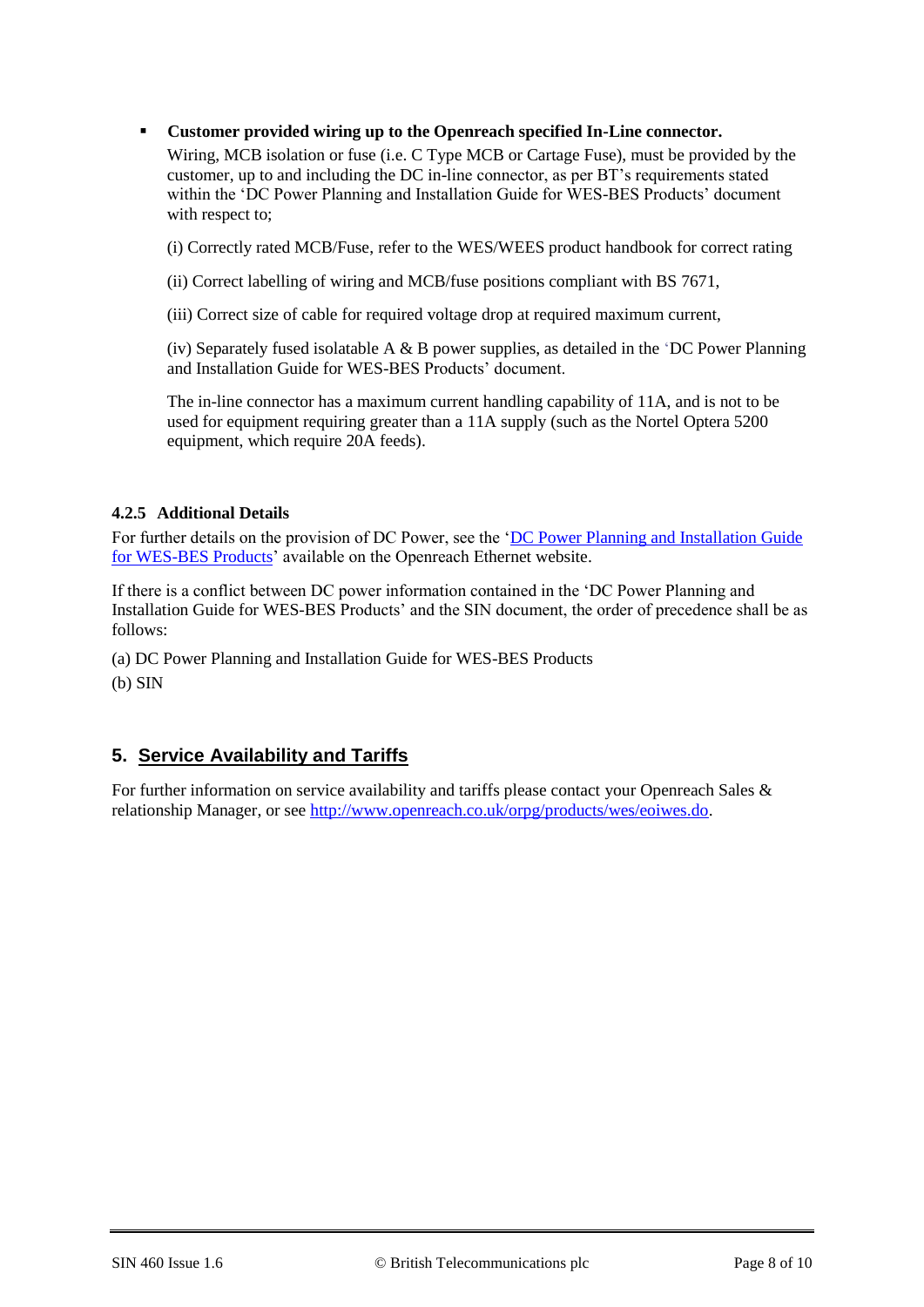- **Customer provided wiring up to the Openreach specified In-Line connector.**

  Wiring, MCB isolation or fuse (i.e. C Type MCB or Cartage Fuse), must be provided by the customer, up to and including the DC in-line connector, as per BT's requirements stated within the 'DC Power Planning and Installation Guide for WES-BES Products' document with respect to;

  (i) Correctly rated MCB/Fuse, refer to the WES/WEES product handbook for correct rating

  (ii) Correct labelling of wiring and MCB/fuse positions compliant with BS 7671,

  (iii) Correct size of cable for required voltage drop at required maximum current,

  (iv) Separately fused isolatable A & B power supplies, as detailed in the 'DC Power Planning and Installation Guide for WES-BES Products' document.

  The in-line connector has a maximum current handling capability of 11A, and is not to be used for equipment requiring greater than a 11A supply (such as the Nortel Optera 5200 equipment, which require 20A feeds).

### 4.2.5 Additional Details

For further details on the provision of DC Power, see the 'DC Power Planning and Installation Guide for WES-BES Products' available on the Openreach Ethernet website.

If there is a conflict between DC power information contained in the 'DC Power Planning and Installation Guide for WES-BES Products' and the SIN document, the order of precedence shall be as follows:

(a) DC Power Planning and Installation Guide for WES-BES Products

(b) SIN

## 5. Service Availability and Tariffs

For further information on service availability and tariffs please contact your Openreach Sales & relationship Manager, or see http://www.openreach.co.uk/orpg/products/wes/eoiwes.do.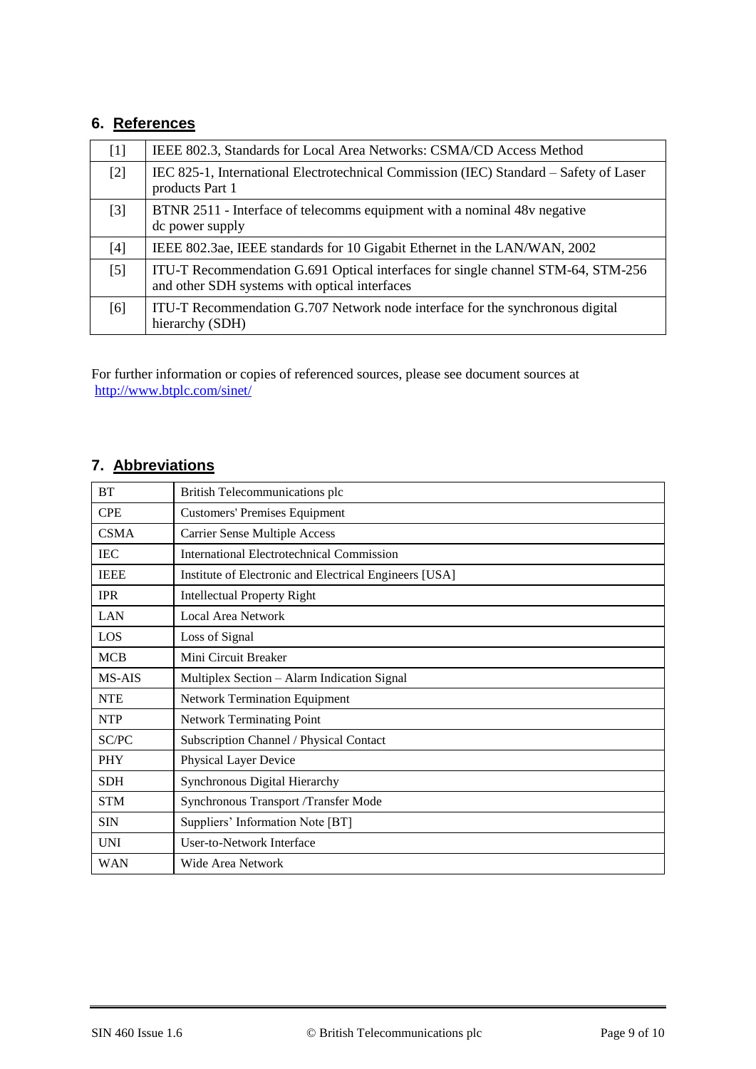## 6. References

| | |
|---|---|
| [1] | IEEE 802.3, Standards for Local Area Networks: CSMA/CD Access Method |
| [2] | IEC 825-1, International Electrotechnical Commission (IEC) Standard – Safety of Laser products Part 1 |
| [3] | BTNR 2511 - Interface of telecomms equipment with a nominal 48v negative dc power supply |
| [4] | IEEE 802.3ae, IEEE standards for 10 Gigabit Ethernet in the LAN/WAN, 2002 |
| [5] | ITU-T Recommendation G.691 Optical interfaces for single channel STM-64, STM-256 and other SDH systems with optical interfaces |
| [6] | ITU-T Recommendation G.707 Network node interface for the synchronous digital hierarchy (SDH) |

For further information or copies of referenced sources, please see document sources at http://www.btplc.com/sinet/

## 7. Abbreviations

| | |
|---|---|
| BT | British Telecommunications plc |
| CPE | Customers' Premises Equipment |
| CSMA | Carrier Sense Multiple Access |
| IEC | International Electrotechnical Commission |
| IEEE | Institute of Electronic and Electrical Engineers [USA] |
| IPR | Intellectual Property Right |
| LAN | Local Area Network |
| LOS | Loss of Signal |
| MCB | Mini Circuit Breaker |
| MS-AIS | Multiplex Section – Alarm Indication Signal |
| NTE | Network Termination Equipment |
| NTP | Network Terminating Point |
| SC/PC | Subscription Channel / Physical Contact |
| PHY | Physical Layer Device |
| SDH | Synchronous Digital Hierarchy |
| STM | Synchronous Transport /Transfer Mode |
| SIN | Suppliers' Information Note [BT] |
| UNI | User-to-Network Interface |
| WAN | Wide Area Network |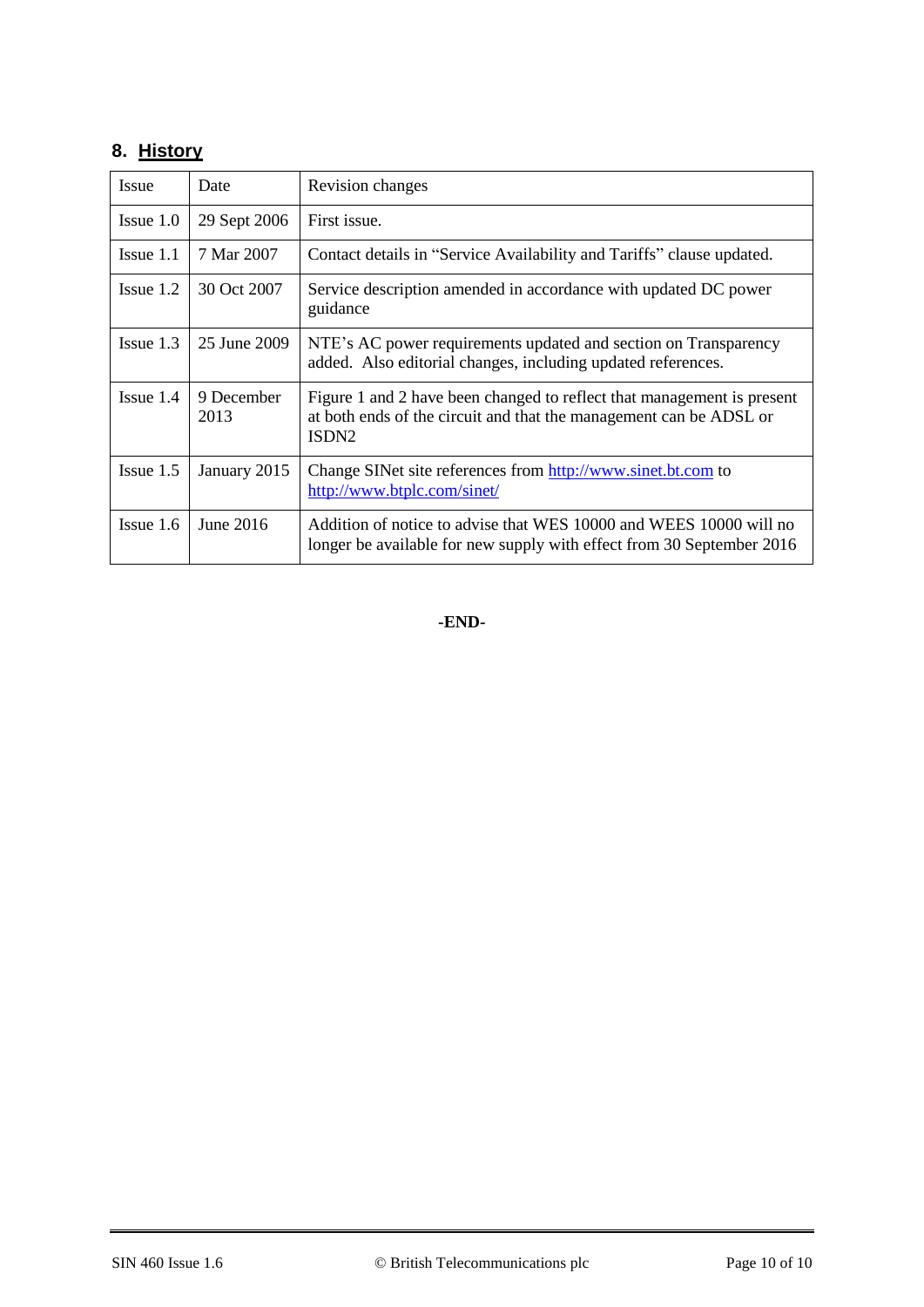## 8. History

| Issue | Date | Revision changes |
|---|---|---|
| Issue 1.0 | 29 Sept 2006 | First issue. |
| Issue 1.1 | 7 Mar 2007 | Contact details in "Service Availability and Tariffs" clause updated. |
| Issue 1.2 | 30 Oct 2007 | Service description amended in accordance with updated DC power guidance |
| Issue 1.3 | 25 June 2009 | NTE's AC power requirements updated and section on Transparency added. Also editorial changes, including updated references. |
| Issue 1.4 | 9 December 2013 | Figure 1 and 2 have been changed to reflect that management is present at both ends of the circuit and that the management can be ADSL or ISDN2 |
| Issue 1.5 | January 2015 | Change SINet site references from http://www.sinet.bt.com to http://www.btplc.com/sinet/ |
| Issue 1.6 | June 2016 | Addition of notice to advise that WES 10000 and WEES 10000 will no longer be available for new supply with effect from 30 September 2016 |

**-END-**